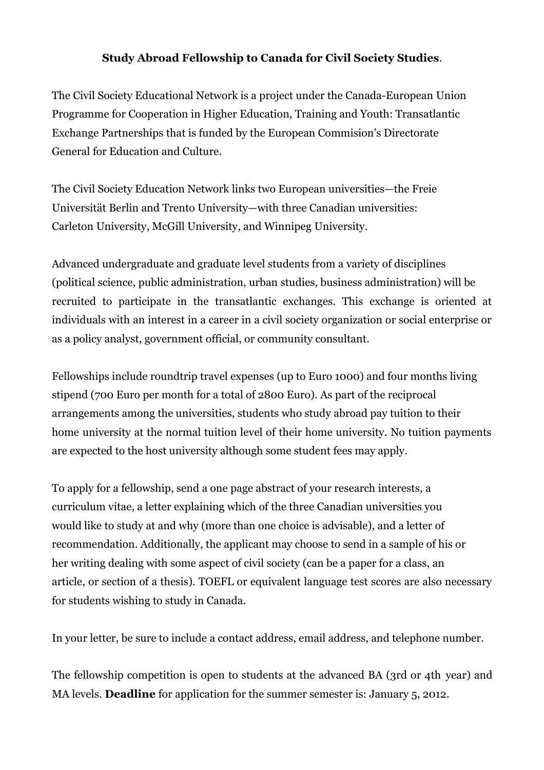**Study Abroad Fellowship to Canada for Civil Society Studies**.

The Civil Society Educational Network is a project under the Canada-European Union Programme for Cooperation in Higher Education, Training and Youth: Transatlantic Exchange Partnerships that is funded by the European Commision's Directorate General for Education and Culture.

The Civil Society Education Network links two European universities—the Freie Universität Berlin and Trento University—with three Canadian universities: Carleton University, McGill University, and Winnipeg University.

Advanced undergraduate and graduate level students from a variety of disciplines (political science, public administration, urban studies, business administration) will be recruited to participate in the transatlantic exchanges. This exchange is oriented at individuals with an interest in a career in a civil society organization or social enterprise or as a policy analyst, government official, or community consultant.

Fellowships include roundtrip travel expenses (up to Euro 1000) and four months living stipend (700 Euro per month for a total of 2800 Euro). As part of the reciprocal arrangements among the universities, students who study abroad pay tuition to their home university at the normal tuition level of their home university. No tuition payments are expected to the host university although some student fees may apply.

To apply for a fellowship, send a one page abstract of your research interests, a curriculum vitae, a letter explaining which of the three Canadian universities you would like to study at and why (more than one choice is advisable), and a letter of recommendation. Additionally, the applicant may choose to send in a sample of his or her writing dealing with some aspect of civil society (can be a paper for a class, an article, or section of a thesis). TOEFL or equivalent language test scores are also necessary for students wishing to study in Canada.

In your letter, be sure to include a contact address, email address, and telephone number.

The fellowship competition is open to students at the advanced BA (3rd or 4th year) and MA levels. **Deadline** for application for the summer semester is: January 5, 2012.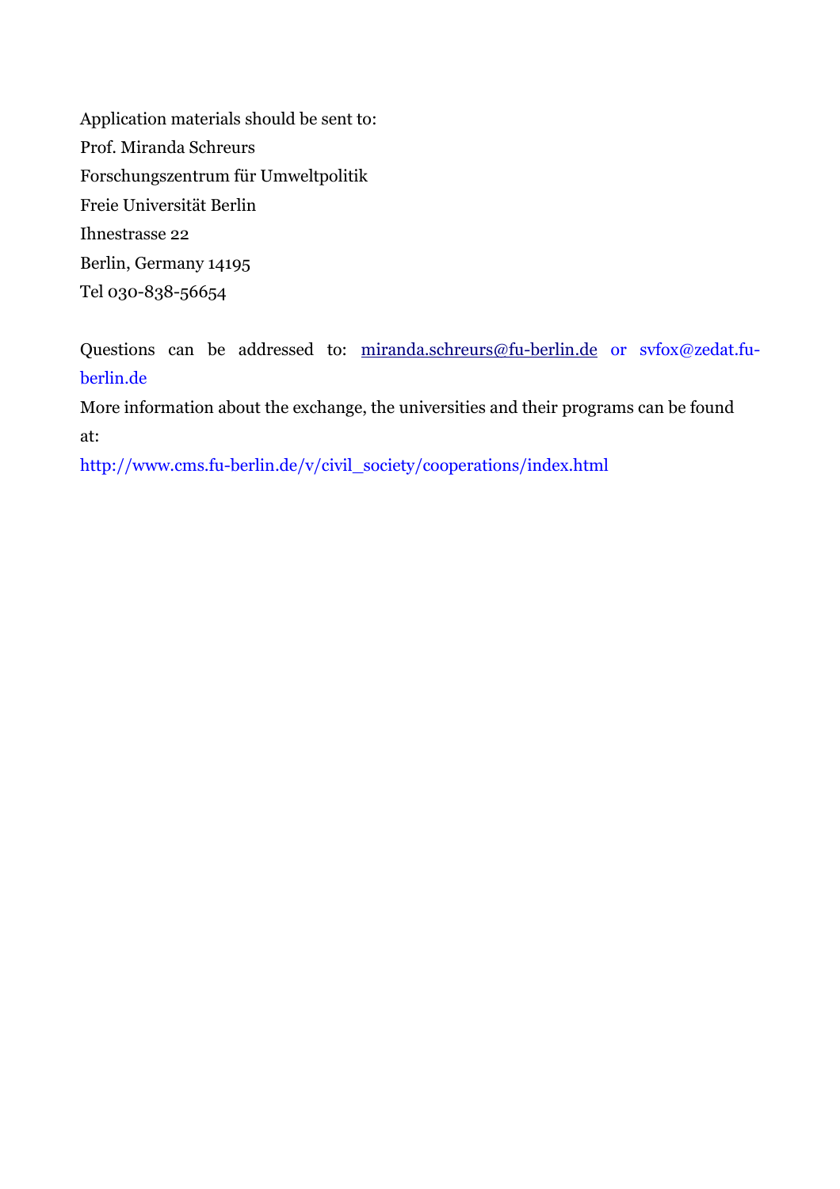Application materials should be sent to:
Prof. Miranda Schreurs
Forschungszentrum für Umweltpolitik
Freie Universität Berlin
Ihnestrasse 22
Berlin, Germany 14195
Tel 030-838-56654

Questions can be addressed to: miranda.schreurs@fu-berlin.de or svfox@zedat.fu-berlin.de

More information about the exchange, the universities and their programs can be found at:

http://www.cms.fu-berlin.de/v/civil_society/cooperations/index.html